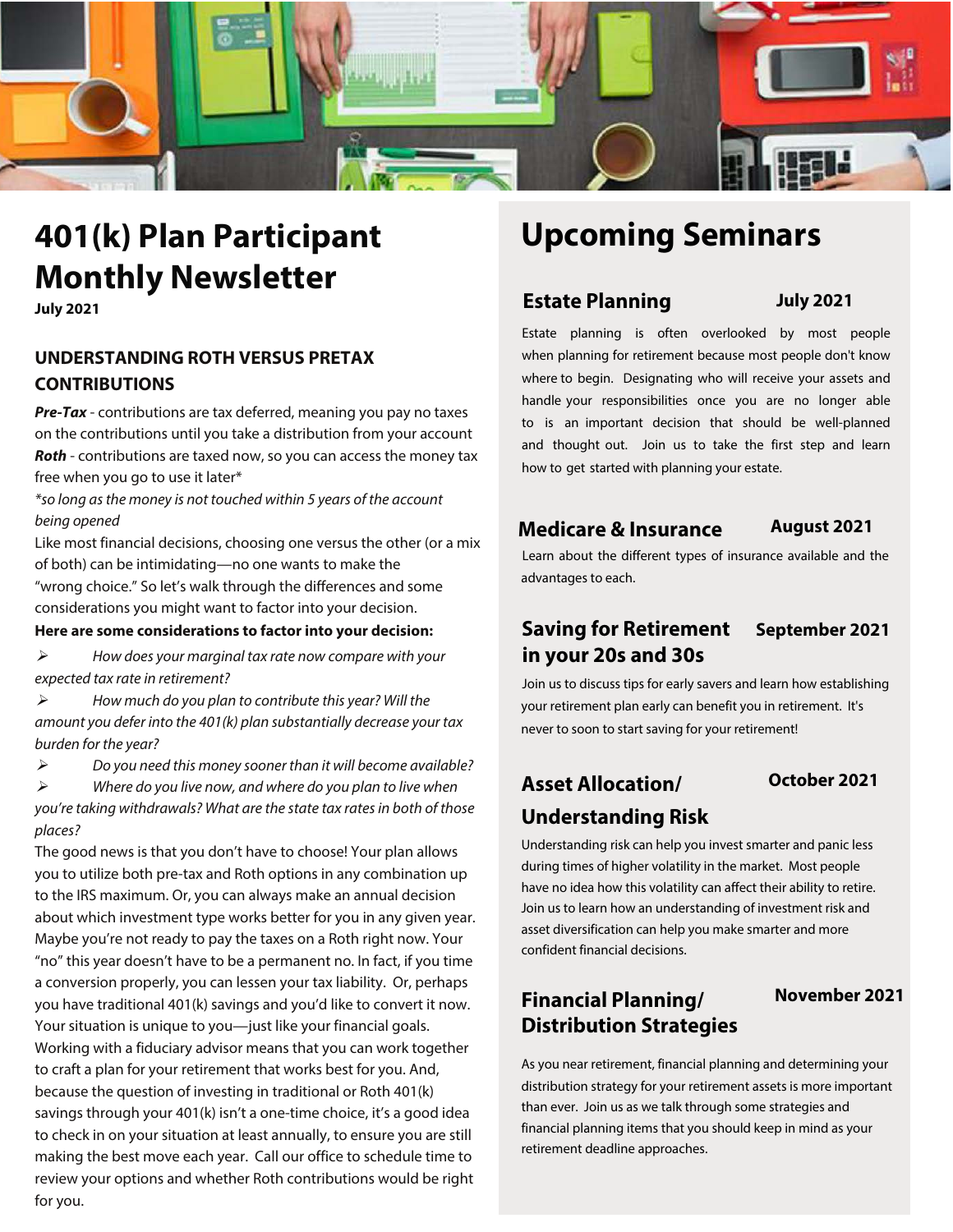# 401(k) Plan Participant Monthly Newsletter

**July 2021**

## UNDERSTANDING ROTH VERSUS PRETAX CONTRIBUTIONS

***Pre-Tax*** - contributions are tax deferred, meaning you pay no taxes on the contributions until you take a distribution from your account

***Roth*** - contributions are taxed now, so you can access the money tax free when you go to use it later*

*\*so long as the money is not touched within 5 years of the account being opened*

Like most financial decisions, choosing one versus the other (or a mix of both) can be intimidating—no one wants to make the "wrong choice." So let's walk through the differences and some considerations you might want to factor into your decision.

**Here are some considerations to factor into your decision:**

- *How does your marginal tax rate now compare with your expected tax rate in retirement?*
- *How much do you plan to contribute this year? Will the amount you defer into the 401(k) plan substantially decrease your tax burden for the year?*
- *Do you need this money sooner than it will become available?*
- *Where do you live now, and where do you plan to live when you're taking withdrawals? What are the state tax rates in both of those places?*

The good news is that you don't have to choose! Your plan allows you to utilize both pre-tax and Roth options in any combination up to the IRS maximum. Or, you can always make an annual decision about which investment type works better for you in any given year. Maybe you're not ready to pay the taxes on a Roth right now. Your "no" this year doesn't have to be a permanent no. In fact, if you time a conversion properly, you can lessen your tax liability. Or, perhaps you have traditional 401(k) savings and you'd like to convert it now. Your situation is unique to you—just like your financial goals. Working with a fiduciary advisor means that you can work together to craft a plan for your retirement that works best for you. And, because the question of investing in traditional or Roth 401(k) savings through your 401(k) isn't a one-time choice, it's a good idea to check in on your situation at least annually, to ensure you are still making the best move each year. Call our office to schedule time to review your options and whether Roth contributions would be right for you.

# Upcoming Seminars

### Estate Planning — July 2021

Estate planning is often overlooked by most people when planning for retirement because most people don't know where to begin. Designating who will receive your assets and handle your responsibilities once you are no longer able to is an important decision that should be well-planned and thought out. Join us to take the first step and learn how to get started with planning your estate.

### Medicare & Insurance — August 2021

Learn about the different types of insurance available and the advantages to each.

### Saving for Retirement in your 20s and 30s — September 2021

Join us to discuss tips for early savers and learn how establishing your retirement plan early can benefit you in retirement. It's never to soon to start saving for your retirement!

### Asset Allocation/ Understanding Risk — October 2021

Understanding risk can help you invest smarter and panic less during times of higher volatility in the market. Most people have no idea how this volatility can affect their ability to retire. Join us to learn how an understanding of investment risk and asset diversification can help you make smarter and more confident financial decisions.

### Financial Planning/ Distribution Strategies — November 2021

As you near retirement, financial planning and determining your distribution strategy for your retirement assets is more important than ever. Join us as we talk through some strategies and financial planning items that you should keep in mind as your retirement deadline approaches.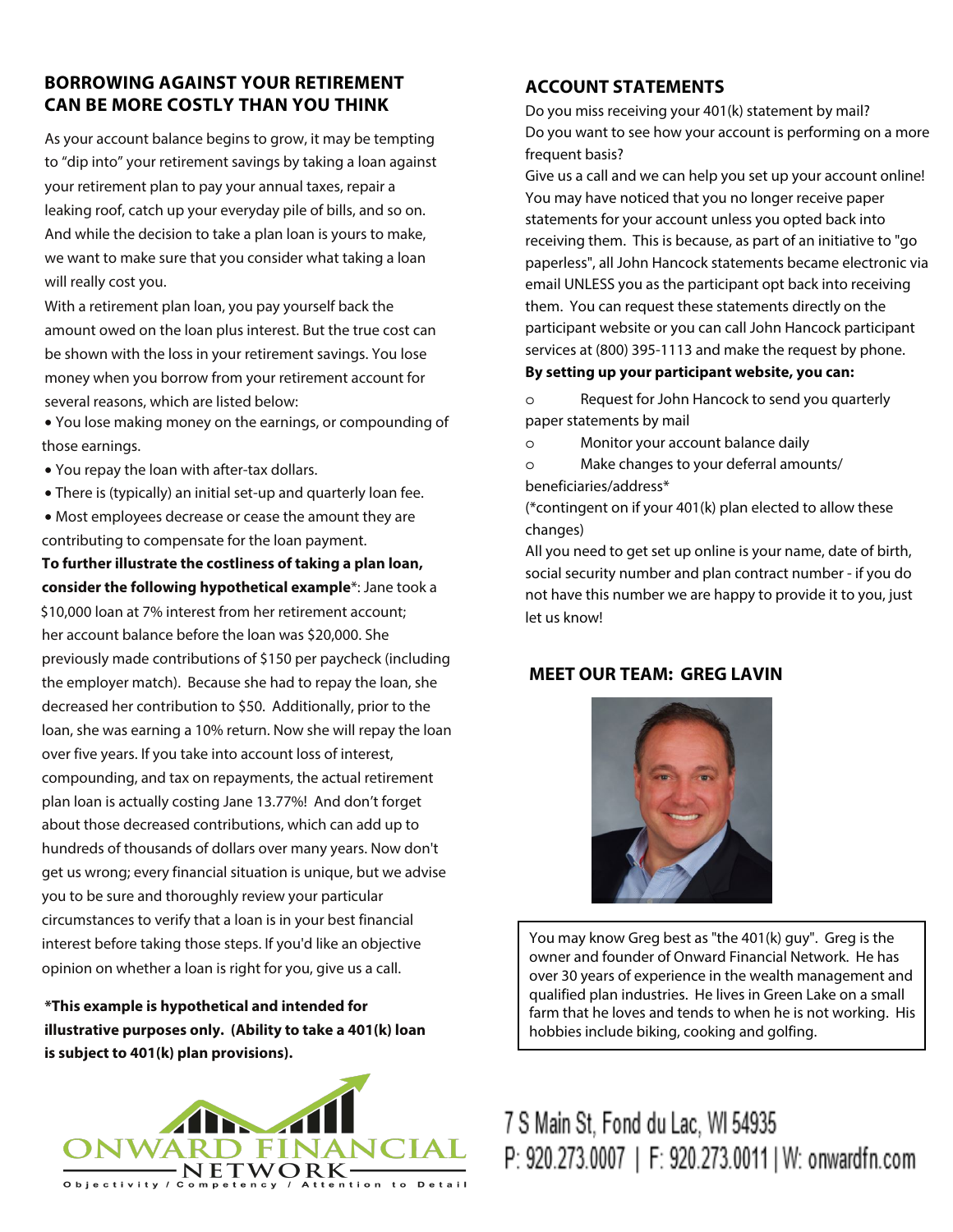## BORROWING AGAINST YOUR RETIREMENT CAN BE MORE COSTLY THAN YOU THINK

As your account balance begins to grow, it may be tempting to "dip into" your retirement savings by taking a loan against your retirement plan to pay your annual taxes, repair a leaking roof, catch up your everyday pile of bills, and so on. And while the decision to take a plan loan is yours to make, we want to make sure that you consider what taking a loan will really cost you.

With a retirement plan loan, you pay yourself back the amount owed on the loan plus interest. But the true cost can be shown with the loss in your retirement savings. You lose money when you borrow from your retirement account for several reasons, which are listed below:

- You lose making money on the earnings, or compounding of those earnings.
- You repay the loan with after-tax dollars.
- There is (typically) an initial set-up and quarterly loan fee.
- Most employees decrease or cease the amount they are contributing to compensate for the loan payment.

**To further illustrate the costliness of taking a plan loan, consider the following hypothetical example***: Jane took a $10,000 loan at 7% interest from her retirement account; her account balance before the loan was $20,000. She previously made contributions of $150 per paycheck (including the employer match). Because she had to repay the loan, she decreased her contribution to $50. Additionally, prior to the loan, she was earning a 10% return. Now she will repay the loan over five years. If you take into account loss of interest, compounding, and tax on repayments, the actual retirement plan loan is actually costing Jane 13.77%! And don't forget about those decreased contributions, which can add up to hundreds of thousands of dollars over many years. Now don't get us wrong; every financial situation is unique, but we advise you to be sure and thoroughly review your particular circumstances to verify that a loan is in your best financial interest before taking those steps. If you'd like an objective opinion on whether a loan is right for you, give us a call.

**\*This example is hypothetical and intended for illustrative purposes only. (Ability to take a 401(k) loan is subject to 401(k) plan provisions).**

## ACCOUNT STATEMENTS

Do you miss receiving your 401(k) statement by mail?
Do you want to see how your account is performing on a more frequent basis?
Give us a call and we can help you set up your account online! You may have noticed that you no longer receive paper statements for your account unless you opted back into receiving them. This is because, as part of an initiative to "go paperless", all John Hancock statements became electronic via email UNLESS you as the participant opt back into receiving them. You can request these statements directly on the participant website or you can call John Hancock participant services at (800) 395-1113 and make the request by phone.

**By setting up your participant website, you can:**

- Request for John Hancock to send you quarterly paper statements by mail
- Monitor your account balance daily
- Make changes to your deferral amounts/ beneficiaries/address*

(*contingent on if your 401(k) plan elected to allow these changes)

All you need to get set up online is your name, date of birth, social security number and plan contract number - if you do not have this number we are happy to provide it to you, just let us know!

## MEET OUR TEAM: GREG LAVIN

You may know Greg best as "the 401(k) guy". Greg is the owner and founder of Onward Financial Network. He has over 30 years of experience in the wealth management and qualified plan industries. He lives in Green Lake on a small farm that he loves and tends to when he is not working. His hobbies include biking, cooking and golfing.

ONWARD FINANCIAL NETWORK
Objectivity / Competency / Attention to Detail

7 S Main St, Fond du Lac, WI 54935
P: 920.273.0007 | F: 920.273.0011 | W: onwardfn.com